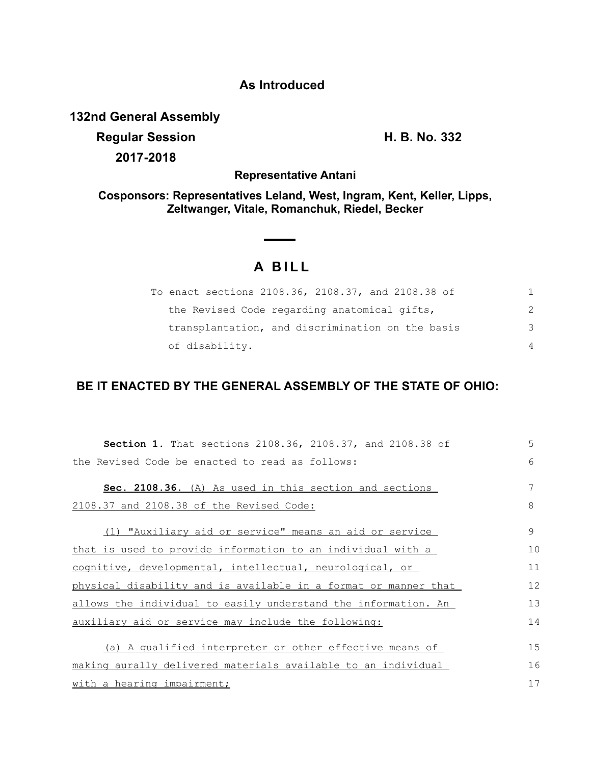**As Introduced**

**132nd General Assembly**
**Regular Session** **H. B. No. 332**
**2017-2018**

**Representative Antani**

**Cosponsors: Representatives Leland, West, Ingram, Kent, Keller, Lipps, Zeltwanger, Vitale, Romanchuk, Riedel, Becker**

# A BILL

To enact sections 2108.36, 2108.37, and 2108.38 of the Revised Code regarding anatomical gifts, transplantation, and discrimination on the basis of disability.

**BE IT ENACTED BY THE GENERAL ASSEMBLY OF THE STATE OF OHIO:**

**Section 1.** That sections 2108.36, 2108.37, and 2108.38 of the Revised Code be enacted to read as follows:

**Sec. 2108.36.** (A) As used in this section and sections 2108.37 and 2108.38 of the Revised Code:

(1) "Auxiliary aid or service" means an aid or service that is used to provide information to an individual with a cognitive, developmental, intellectual, neurological, or physical disability and is available in a format or manner that allows the individual to easily understand the information. An auxiliary aid or service may include the following:

(a) A qualified interpreter or other effective means of making aurally delivered materials available to an individual with a hearing impairment;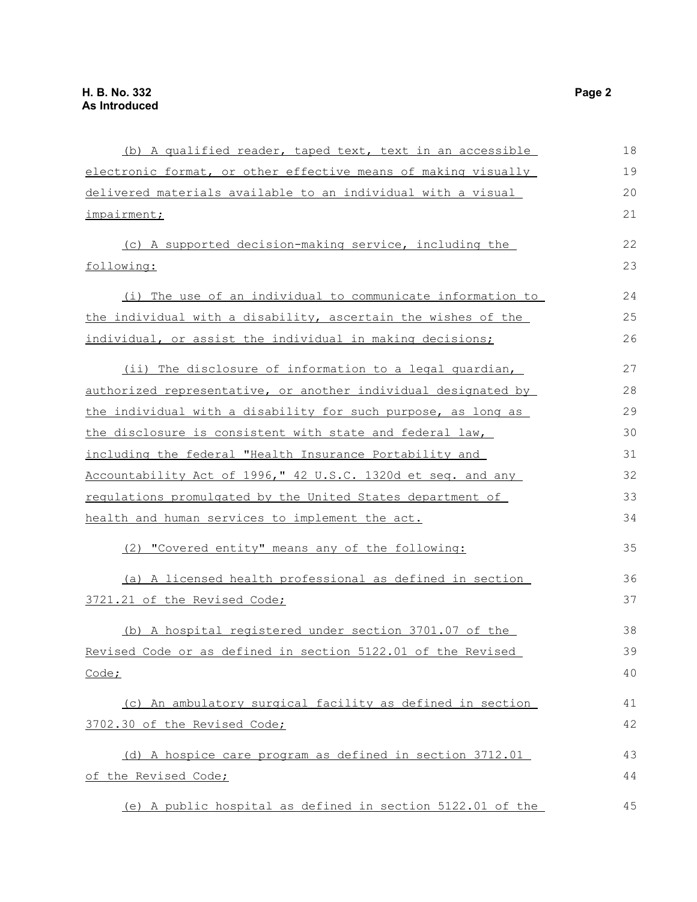(b) A qualified reader, taped text, text in an accessible electronic format, or other effective means of making visually delivered materials available to an individual with a visual impairment;

(c) A supported decision-making service, including the following:

(i) The use of an individual to communicate information to the individual with a disability, ascertain the wishes of the individual, or assist the individual in making decisions;

(ii) The disclosure of information to a legal guardian, authorized representative, or another individual designated by the individual with a disability for such purpose, as long as the disclosure is consistent with state and federal law, including the federal "Health Insurance Portability and Accountability Act of 1996," 42 U.S.C. 1320d et seq. and any regulations promulgated by the United States department of health and human services to implement the act.

(2) "Covered entity" means any of the following:

(a) A licensed health professional as defined in section 3721.21 of the Revised Code;

(b) A hospital registered under section 3701.07 of the Revised Code or as defined in section 5122.01 of the Revised Code;

(c) An ambulatory surgical facility as defined in section 3702.30 of the Revised Code;

(d) A hospice care program as defined in section 3712.01 of the Revised Code;

(e) A public hospital as defined in section 5122.01 of the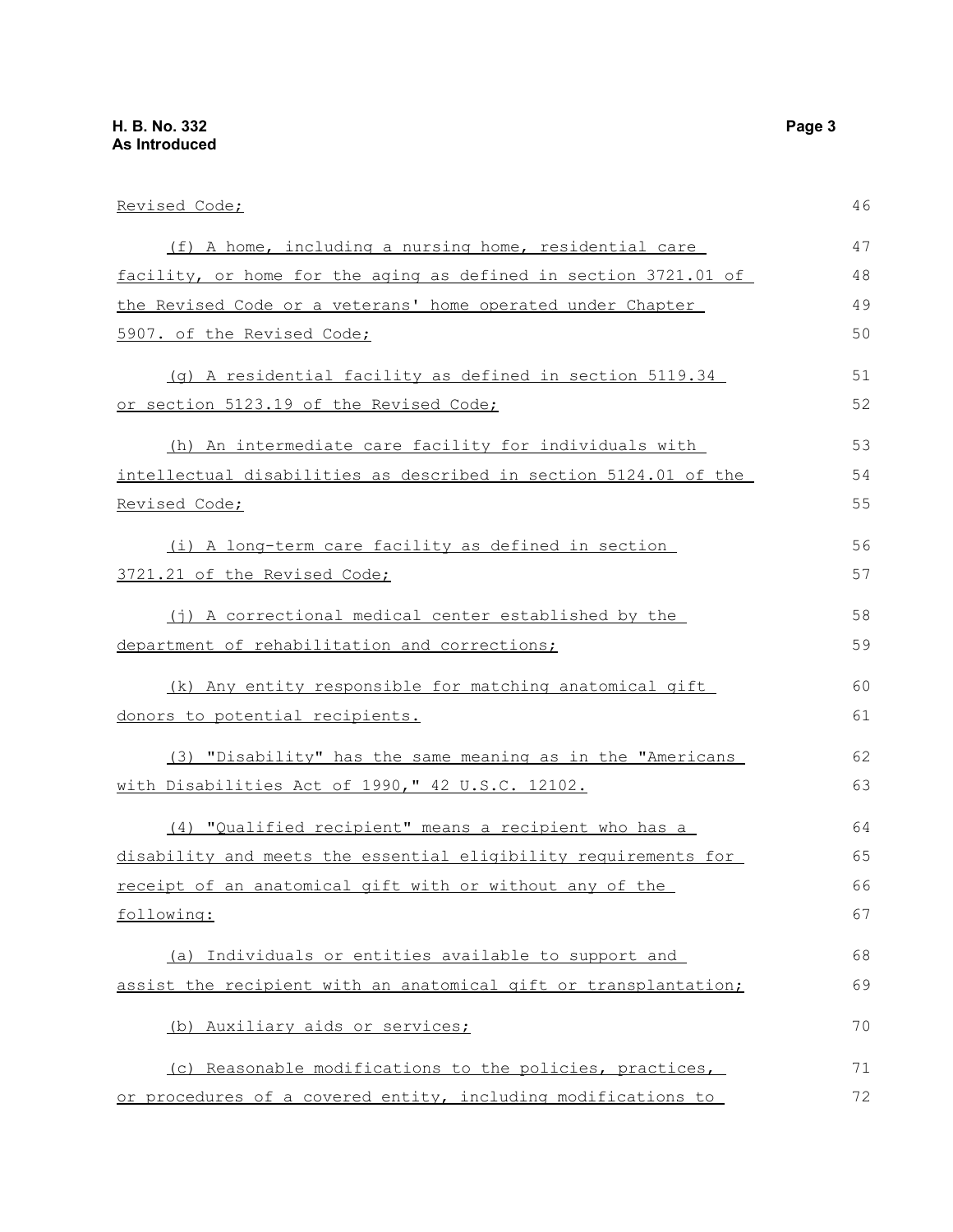Revised Code;

(f) A home, including a nursing home, residential care facility, or home for the aging as defined in section 3721.01 of the Revised Code or a veterans' home operated under Chapter 5907. of the Revised Code;

(g) A residential facility as defined in section 5119.34 or section 5123.19 of the Revised Code;

(h) An intermediate care facility for individuals with intellectual disabilities as described in section 5124.01 of the Revised Code;

(i) A long-term care facility as defined in section 3721.21 of the Revised Code;

(j) A correctional medical center established by the department of rehabilitation and corrections;

(k) Any entity responsible for matching anatomical gift donors to potential recipients.

(3) "Disability" has the same meaning as in the "Americans with Disabilities Act of 1990," 42 U.S.C. 12102.

(4) "Qualified recipient" means a recipient who has a disability and meets the essential eligibility requirements for receipt of an anatomical gift with or without any of the following:

(a) Individuals or entities available to support and assist the recipient with an anatomical gift or transplantation;

(b) Auxiliary aids or services;

(c) Reasonable modifications to the policies, practices, or procedures of a covered entity, including modifications to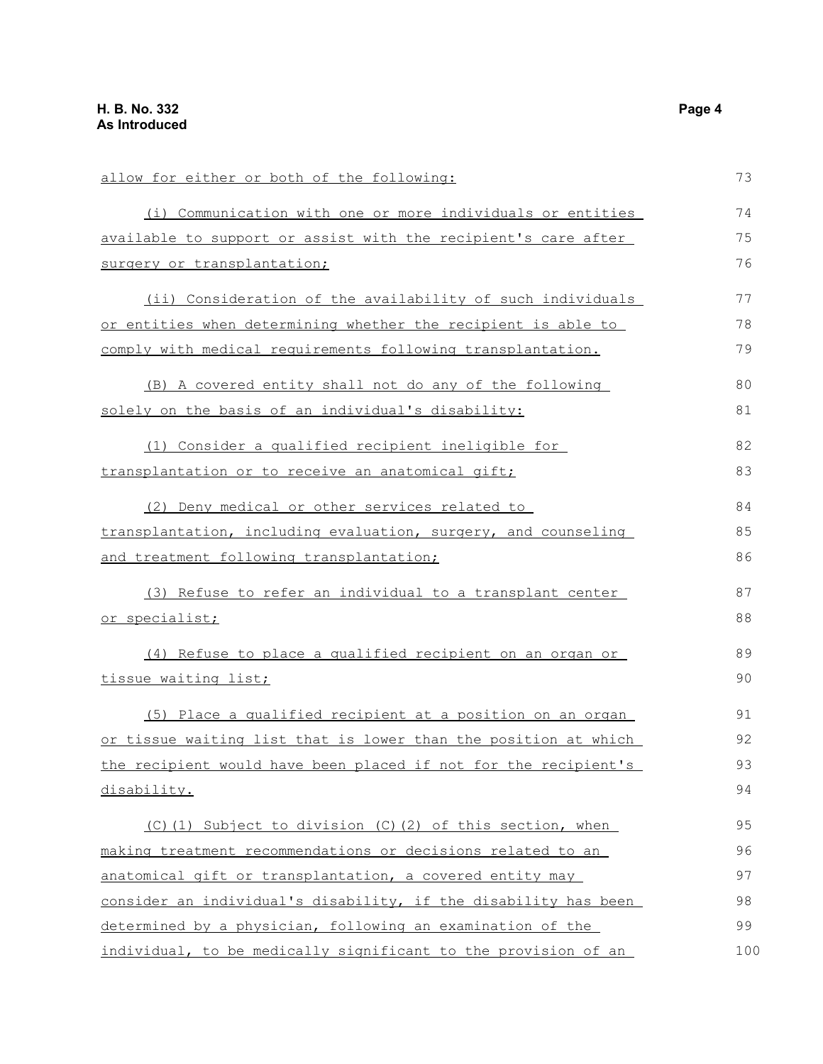allow for either or both of the following:

(i) Communication with one or more individuals or entities available to support or assist with the recipient's care after surgery or transplantation;

(ii) Consideration of the availability of such individuals or entities when determining whether the recipient is able to comply with medical requirements following transplantation.

(B) A covered entity shall not do any of the following solely on the basis of an individual's disability:

(1) Consider a qualified recipient ineligible for transplantation or to receive an anatomical gift;

(2) Deny medical or other services related to transplantation, including evaluation, surgery, and counseling and treatment following transplantation;

(3) Refuse to refer an individual to a transplant center or specialist;

(4) Refuse to place a qualified recipient on an organ or tissue waiting list;

(5) Place a qualified recipient at a position on an organ or tissue waiting list that is lower than the position at which the recipient would have been placed if not for the recipient's disability.

(C)(1) Subject to division (C)(2) of this section, when making treatment recommendations or decisions related to an anatomical gift or transplantation, a covered entity may consider an individual's disability, if the disability has been determined by a physician, following an examination of the individual, to be medically significant to the provision of an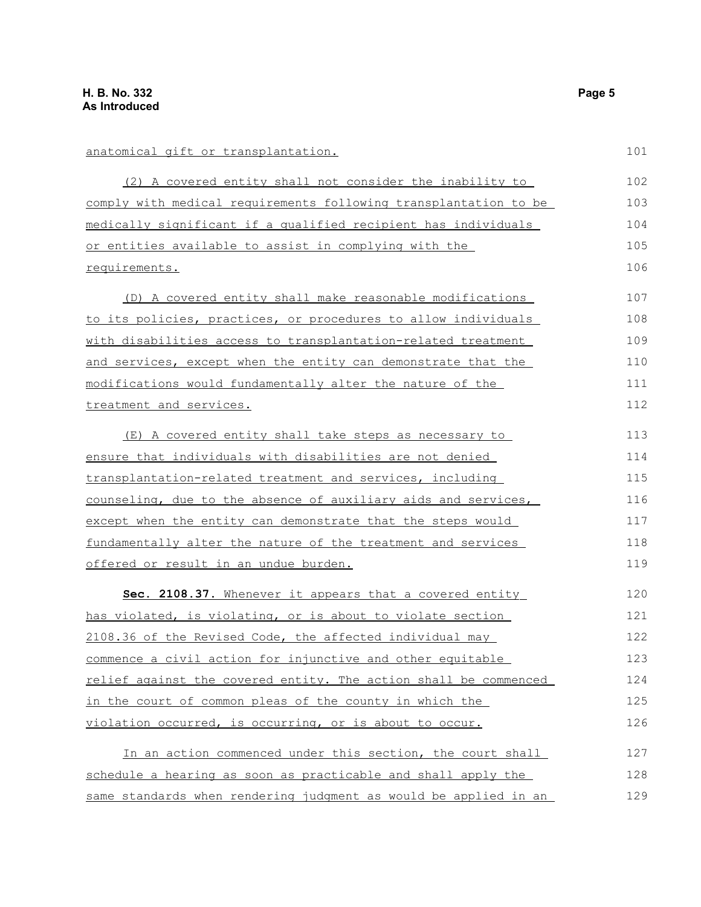anatomical gift or transplantation.

(2) A covered entity shall not consider the inability to comply with medical requirements following transplantation to be medically significant if a qualified recipient has individuals or entities available to assist in complying with the requirements.

(D) A covered entity shall make reasonable modifications to its policies, practices, or procedures to allow individuals with disabilities access to transplantation-related treatment and services, except when the entity can demonstrate that the modifications would fundamentally alter the nature of the treatment and services.

(E) A covered entity shall take steps as necessary to ensure that individuals with disabilities are not denied transplantation-related treatment and services, including counseling, due to the absence of auxiliary aids and services, except when the entity can demonstrate that the steps would fundamentally alter the nature of the treatment and services offered or result in an undue burden.

**Sec. 2108.37.** Whenever it appears that a covered entity has violated, is violating, or is about to violate section 2108.36 of the Revised Code, the affected individual may commence a civil action for injunctive and other equitable relief against the covered entity. The action shall be commenced in the court of common pleas of the county in which the violation occurred, is occurring, or is about to occur.

In an action commenced under this section, the court shall schedule a hearing as soon as practicable and shall apply the same standards when rendering judgment as would be applied in an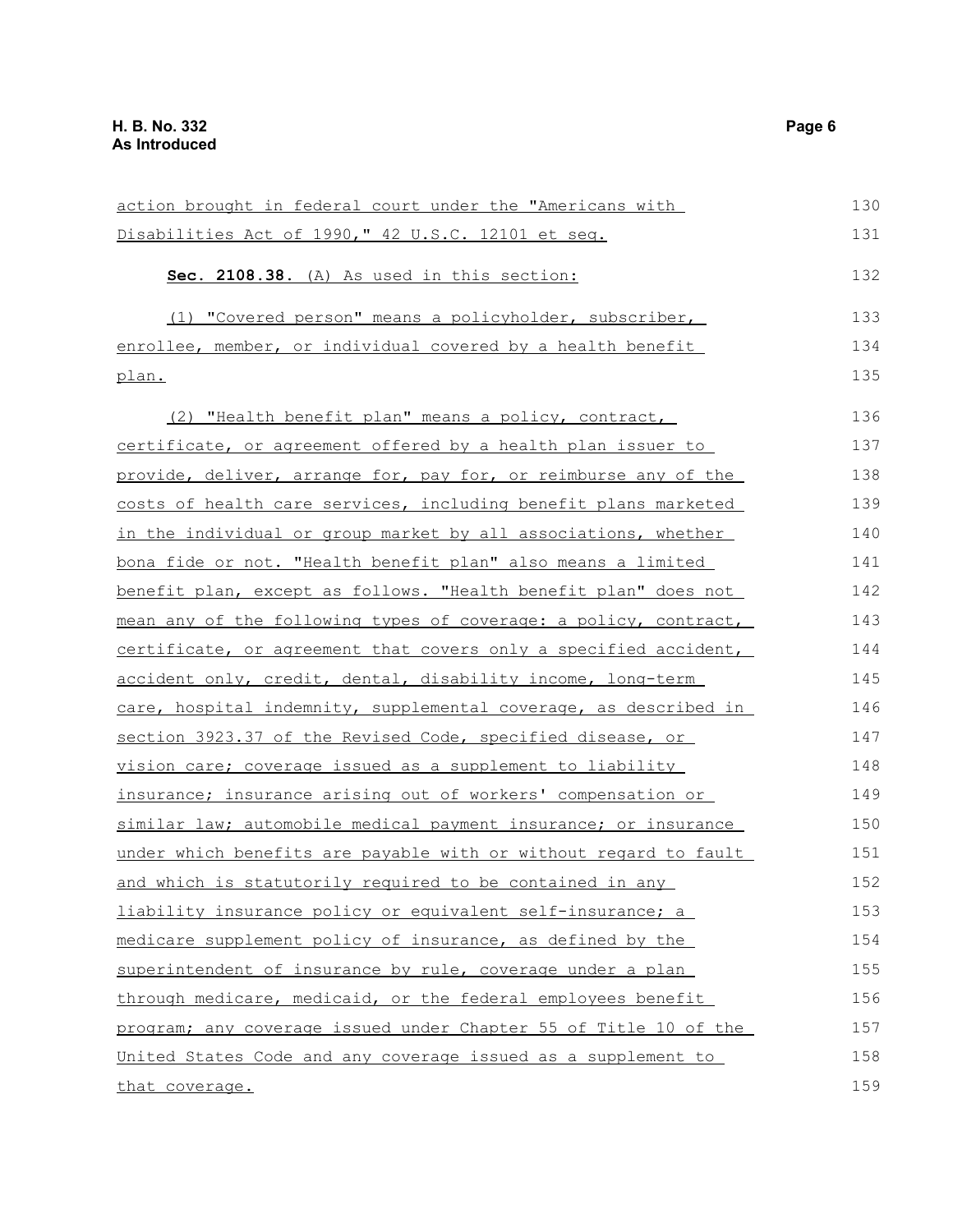action brought in federal court under the "Americans with Disabilities Act of 1990," 42 U.S.C. 12101 et seq.

**Sec. 2108.38.** (A) As used in this section:

(1) "Covered person" means a policyholder, subscriber, enrollee, member, or individual covered by a health benefit plan.

(2) "Health benefit plan" means a policy, contract, certificate, or agreement offered by a health plan issuer to provide, deliver, arrange for, pay for, or reimburse any of the costs of health care services, including benefit plans marketed in the individual or group market by all associations, whether bona fide or not. "Health benefit plan" also means a limited benefit plan, except as follows. "Health benefit plan" does not mean any of the following types of coverage: a policy, contract, certificate, or agreement that covers only a specified accident, accident only, credit, dental, disability income, long-term care, hospital indemnity, supplemental coverage, as described in section 3923.37 of the Revised Code, specified disease, or vision care; coverage issued as a supplement to liability insurance; insurance arising out of workers' compensation or similar law; automobile medical payment insurance; or insurance under which benefits are payable with or without regard to fault and which is statutorily required to be contained in any liability insurance policy or equivalent self-insurance; a medicare supplement policy of insurance, as defined by the superintendent of insurance by rule, coverage under a plan through medicare, medicaid, or the federal employees benefit program; any coverage issued under Chapter 55 of Title 10 of the United States Code and any coverage issued as a supplement to that coverage.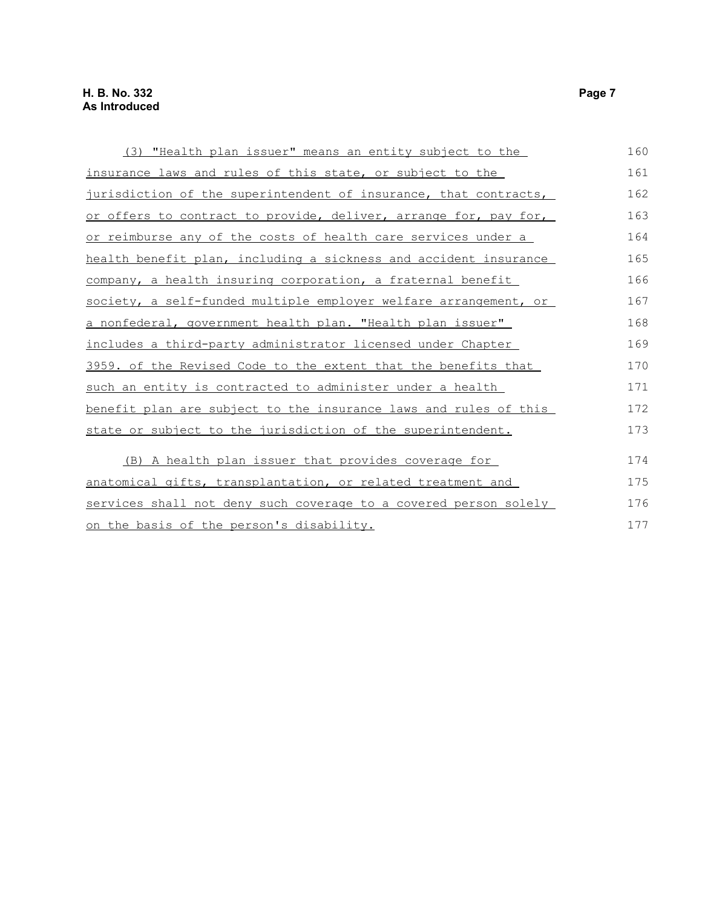(3) "Health plan issuer" means an entity subject to the insurance laws and rules of this state, or subject to the jurisdiction of the superintendent of insurance, that contracts, or offers to contract to provide, deliver, arrange for, pay for, or reimburse any of the costs of health care services under a health benefit plan, including a sickness and accident insurance company, a health insuring corporation, a fraternal benefit society, a self-funded multiple employer welfare arrangement, or a nonfederal, government health plan. "Health plan issuer" includes a third-party administrator licensed under Chapter 3959. of the Revised Code to the extent that the benefits that such an entity is contracted to administer under a health benefit plan are subject to the insurance laws and rules of this state or subject to the jurisdiction of the superintendent.

(B) A health plan issuer that provides coverage for anatomical gifts, transplantation, or related treatment and services shall not deny such coverage to a covered person solely on the basis of the person's disability.